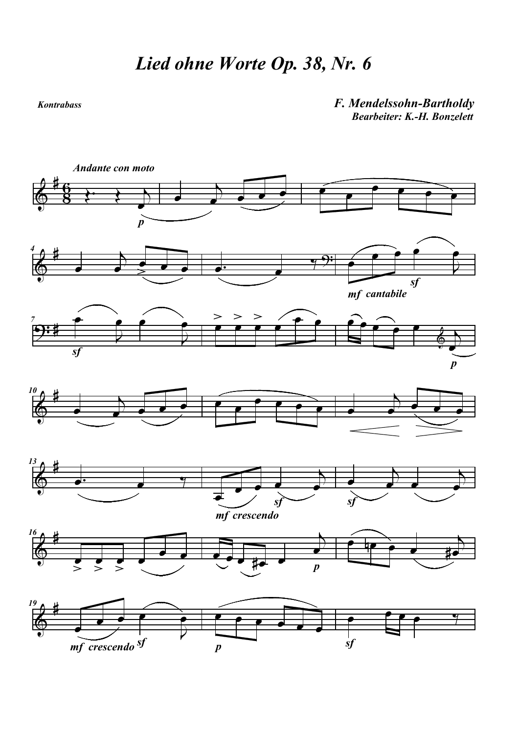# Lied ohne Worte Op. 38, Nr. 6

Kontrabass

F. Mendelssohn-Bartholdy

Bearbeiter: K.-H. Bonzelett